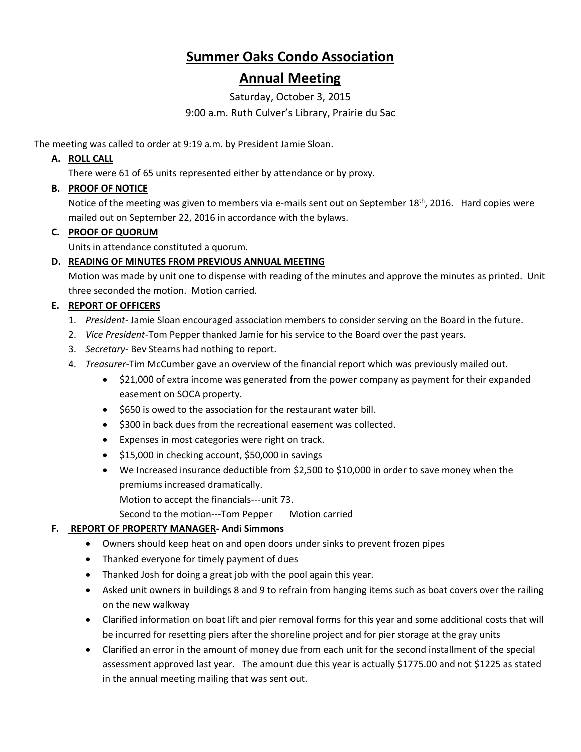# Summer Oaks Condo Association

## Annual Meeting

Saturday, October 3, 2015

9:00 a.m. Ruth Culver's Library, Prairie du Sac

The meeting was called to order at 9:19 a.m. by President Jamie Sloan.

**A. ROLL CALL**

There were 61 of 65 units represented either by attendance or by proxy.

**B. PROOF OF NOTICE**

Notice of the meeting was given to members via e-mails sent out on September 18th, 2016. Hard copies were mailed out on September 22, 2016 in accordance with the bylaws.

**C. PROOF OF QUORUM**

Units in attendance constituted a quorum.

**D. READING OF MINUTES FROM PREVIOUS ANNUAL MEETING**

Motion was made by unit one to dispense with reading of the minutes and approve the minutes as printed. Unit three seconded the motion. Motion carried.

**E. REPORT OF OFFICERS**

1. *President*- Jamie Sloan encouraged association members to consider serving on the Board in the future.
2. *Vice President*-Tom Pepper thanked Jamie for his service to the Board over the past years.
3. *Secretary*- Bev Stearns had nothing to report.
4. *Treasurer*-Tim McCumber gave an overview of the financial report which was previously mailed out.
   - $21,000 of extra income was generated from the power company as payment for their expanded easement on SOCA property.
   - $650 is owed to the association for the restaurant water bill.
   - $300 in back dues from the recreational easement was collected.
   - Expenses in most categories were right on track.
   - $15,000 in checking account, $50,000 in savings
   - We Increased insurance deductible from $2,500 to $10,000 in order to save money when the premiums increased dramatically.

     Motion to accept the financials---unit 73.

     Second to the motion---Tom Pepper Motion carried

**F. REPORT OF PROPERTY MANAGER- Andi Simmons**

- Owners should keep heat on and open doors under sinks to prevent frozen pipes
- Thanked everyone for timely payment of dues
- Thanked Josh for doing a great job with the pool again this year.
- Asked unit owners in buildings 8 and 9 to refrain from hanging items such as boat covers over the railing on the new walkway
- Clarified information on boat lift and pier removal forms for this year and some additional costs that will be incurred for resetting piers after the shoreline project and for pier storage at the gray units
- Clarified an error in the amount of money due from each unit for the second installment of the special assessment approved last year. The amount due this year is actually $1775.00 and not $1225 as stated in the annual meeting mailing that was sent out.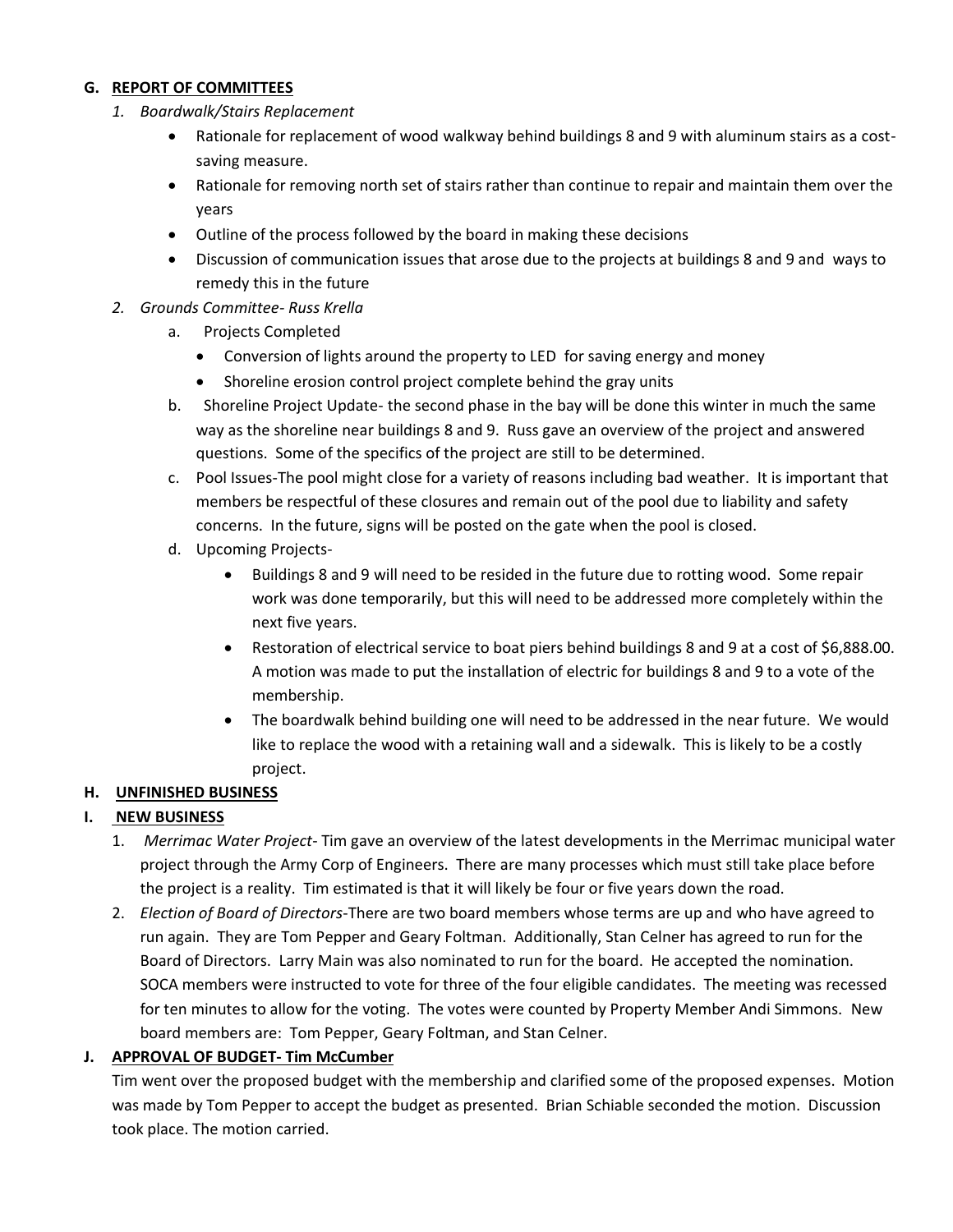**G. REPORT OF COMMITTEES**

1. *Boardwalk/Stairs Replacement*
   - Rationale for replacement of wood walkway behind buildings 8 and 9 with aluminum stairs as a cost-saving measure.
   - Rationale for removing north set of stairs rather than continue to repair and maintain them over the years
   - Outline of the process followed by the board in making these decisions
   - Discussion of communication issues that arose due to the projects at buildings 8 and 9 and ways to remedy this in the future
2. *Grounds Committee- Russ Krella*
   a. Projects Completed
      - Conversion of lights around the property to LED for saving energy and money
      - Shoreline erosion control project complete behind the gray units

   b. Shoreline Project Update- the second phase in the bay will be done this winter in much the same way as the shoreline near buildings 8 and 9. Russ gave an overview of the project and answered questions. Some of the specifics of the project are still to be determined.

   c. Pool Issues-The pool might close for a variety of reasons including bad weather. It is important that members be respectful of these closures and remain out of the pool due to liability and safety concerns. In the future, signs will be posted on the gate when the pool is closed.

   d. Upcoming Projects-
      - Buildings 8 and 9 will need to be resided in the future due to rotting wood. Some repair work was done temporarily, but this will need to be addressed more completely within the next five years.
      - Restoration of electrical service to boat piers behind buildings 8 and 9 at a cost of $6,888.00. A motion was made to put the installation of electric for buildings 8 and 9 to a vote of the membership.
      - The boardwalk behind building one will need to be addressed in the near future. We would like to replace the wood with a retaining wall and a sidewalk. This is likely to be a costly project.

**H. UNFINISHED BUSINESS**

**I. NEW BUSINESS**

1. *Merrimac Water Project*- Tim gave an overview of the latest developments in the Merrimac municipal water project through the Army Corp of Engineers. There are many processes which must still take place before the project is a reality. Tim estimated is that it will likely be four or five years down the road.
2. *Election of Board of Directors*-There are two board members whose terms are up and who have agreed to run again. They are Tom Pepper and Geary Foltman. Additionally, Stan Celner has agreed to run for the Board of Directors. Larry Main was also nominated to run for the board. He accepted the nomination. SOCA members were instructed to vote for three of the four eligible candidates. The meeting was recessed for ten minutes to allow for the voting. The votes were counted by Property Member Andi Simmons. New board members are: Tom Pepper, Geary Foltman, and Stan Celner.

**J. APPROVAL OF BUDGET- Tim McCumber**

Tim went over the proposed budget with the membership and clarified some of the proposed expenses. Motion was made by Tom Pepper to accept the budget as presented. Brian Schiable seconded the motion. Discussion took place. The motion carried.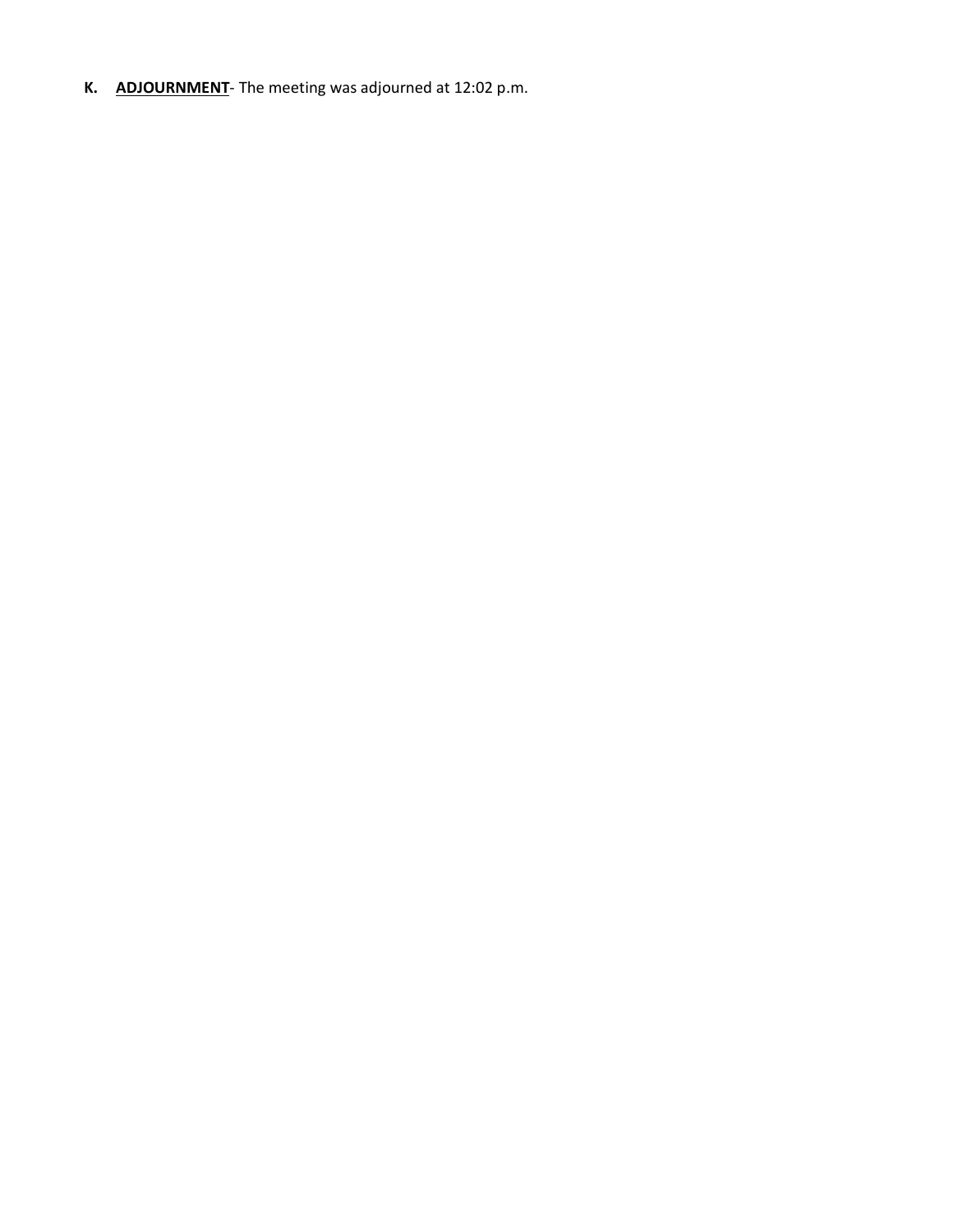**K. ADJOURNMENT**- The meeting was adjourned at 12:02 p.m.